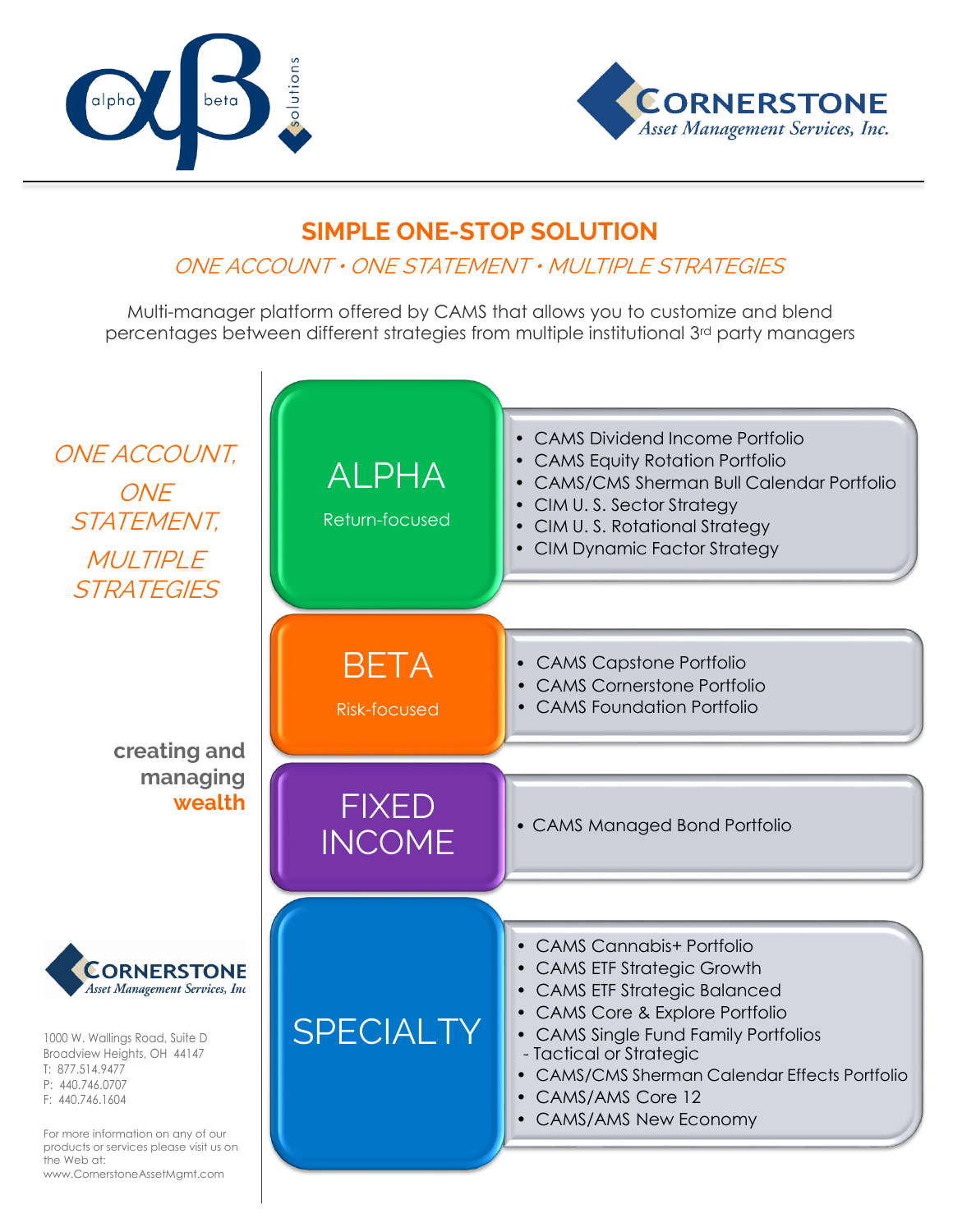alpha beta solutions

**CORNERSTONE** *Asset Management Services, Inc.*

## SIMPLE ONE-STOP SOLUTION

*ONE ACCOUNT • ONE STATEMENT • MULTIPLE STRATEGIES*

Multi-manager platform offered by CAMS that allows you to customize and blend percentages between different strategies from multiple institutional 3rd party managers

*ONE ACCOUNT, ONE STATEMENT, MULTIPLE STRATEGIES*

**creating and managing wealth**

### ALPHA

Return-focused

- CAMS Dividend Income Portfolio
- CAMS Equity Rotation Portfolio
- CAMS/CMS Sherman Bull Calendar Portfolio
- CIM U. S. Sector Strategy
- CIM U. S. Rotational Strategy
- CIM Dynamic Factor Strategy

### BETA

Risk-focused

- CAMS Capstone Portfolio
- CAMS Cornerstone Portfolio
- CAMS Foundation Portfolio

### FIXED INCOME

- CAMS Managed Bond Portfolio

### SPECIALTY

- CAMS Cannabis+ Portfolio
- CAMS ETF Strategic Growth
- CAMS ETF Strategic Balanced
- CAMS Core & Explore Portfolio
- CAMS Single Fund Family Portfolios
  - Tactical or Strategic
- CAMS/CMS Sherman Calendar Effects Portfolio
- CAMS/AMS Core 12
- CAMS/AMS New Economy

**CORNERSTONE** *Asset Management Services, Inc*

1000 W. Wallings Road, Suite D
Broadview Heights, OH 44147
T: 877.514.9477
P: 440.746.0707
F: 440.746.1604

For more information on any of our products or services please visit us on the Web at: www.CornerstoneAssetMgmt.com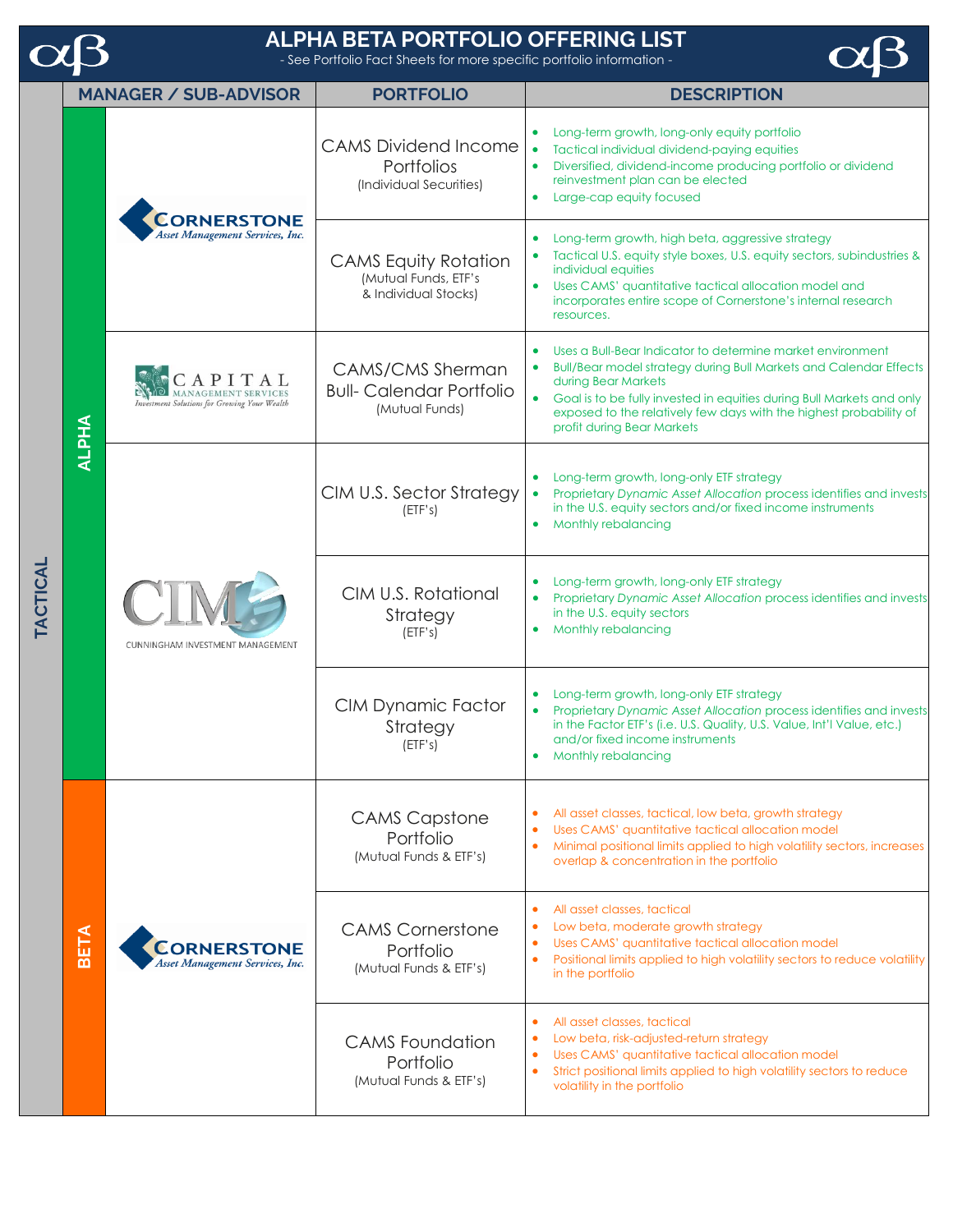# ALPHA BETA PORTFOLIO OFFERING LIST

- See Portfolio Fact Sheets for more specific portfolio information -

| | | MANAGER / SUB-ADVISOR | PORTFOLIO | DESCRIPTION |
|---|---|---|---|---|
| TACTICAL | ALPHA | Cornerstone Asset Management Services, Inc. | CAMS Dividend Income Portfolios (Individual Securities) | • Long-term growth, long-only equity portfolio<br>• Tactical individual dividend-paying equities<br>• Diversified, dividend-income producing portfolio or dividend reinvestment plan can be elected<br>• Large-cap equity focused |
| | | | CAMS Equity Rotation (Mutual Funds, ETF's & Individual Stocks) | • Long-term growth, high beta, aggressive strategy<br>• Tactical U.S. equity style boxes, U.S. equity sectors, subindustries & individual equities<br>• Uses CAMS' quantitative tactical allocation model and incorporates entire scope of Cornerstone's internal research resources. |
| | | Capital Management Services – Investment Solutions for Growing Your Wealth | CAMS/CMS Sherman Bull- Calendar Portfolio (Mutual Funds) | • Uses a Bull-Bear Indicator to determine market environment<br>• Bull/Bear model strategy during Bull Markets and Calendar Effects during Bear Markets<br>• Goal is to be fully invested in equities during Bull Markets and only exposed to the relatively few days with the highest probability of profit during Bear Markets |
| | | CIM – Cunningham Investment Management | CIM U.S. Sector Strategy (ETF's) | • Long-term growth, long-only ETF strategy<br>• Proprietary *Dynamic Asset Allocation* process identifies and invests in the U.S. equity sectors and/or fixed income instruments<br>• Monthly rebalancing |
| | | | CIM U.S. Rotational Strategy (ETF's) | • Long-term growth, long-only ETF strategy<br>• Proprietary *Dynamic Asset Allocation* process identifies and invests in the U.S. equity sectors<br>• Monthly rebalancing |
| | | | CIM Dynamic Factor Strategy (ETF's) | • Long-term growth, long-only ETF strategy<br>• Proprietary *Dynamic Asset Allocation* process identifies and invests in the Factor ETF's (i.e. U.S. Quality, U.S. Value, Int'l Value, etc.) and/or fixed income instruments<br>• Monthly rebalancing |
| | BETA | Cornerstone Asset Management Services, Inc. | CAMS Capstone Portfolio (Mutual Funds & ETF's) | • All asset classes, tactical, low beta, growth strategy<br>• Uses CAMS' quantitative tactical allocation model<br>• Minimal positional limits applied to high volatility sectors, increases overlap & concentration in the portfolio |
| | | | CAMS Cornerstone Portfolio (Mutual Funds & ETF's) | • All asset classes, tactical<br>• Low beta, moderate growth strategy<br>• Uses CAMS' quantitative tactical allocation model<br>• Positional limits applied to high volatility sectors to reduce volatility in the portfolio |
| | | | CAMS Foundation Portfolio (Mutual Funds & ETF's) | • All asset classes, tactical<br>• Low beta, risk-adjusted-return strategy<br>• Uses CAMS' quantitative tactical allocation model<br>• Strict positional limits applied to high volatility sectors to reduce volatility in the portfolio |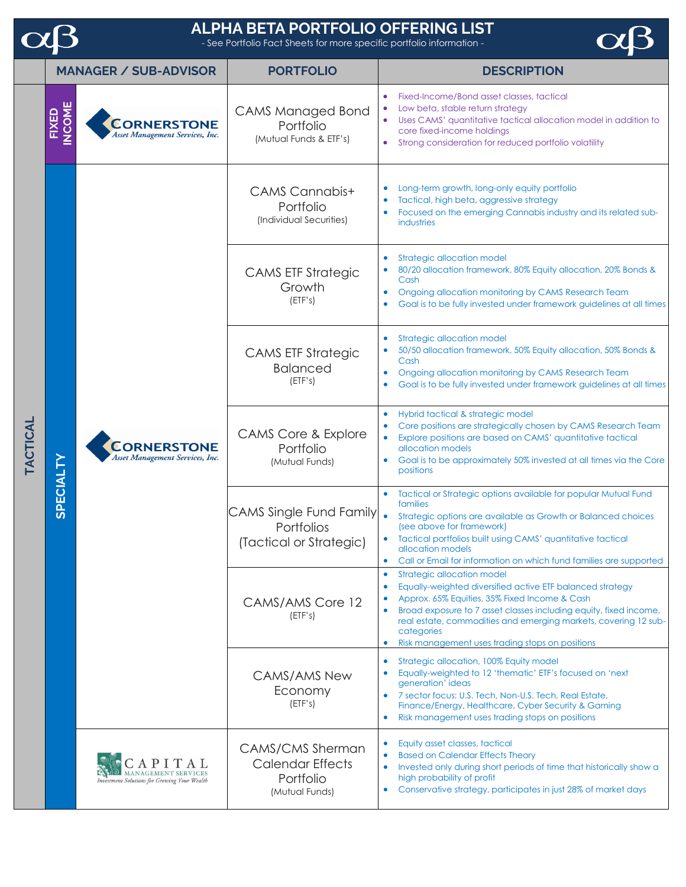# ALPHA BETA PORTFOLIO OFFERING LIST

- See Portfolio Fact Sheets for more specific portfolio information -

| | | MANAGER / SUB-ADVISOR | PORTFOLIO | DESCRIPTION |
|---|---|---|---|---|
| TACTICAL | FIXED INCOME | CORNERSTONE Asset Management Services, Inc. | CAMS Managed Bond Portfolio (Mutual Funds & ETF's) | • Fixed-Income/Bond asset classes, tactical<br>• Low beta, stable return strategy<br>• Uses CAMS' quantitative tactical allocation model in addition to core fixed-income holdings<br>• Strong consideration for reduced portfolio volatility |
| | SPECIALTY | CORNERSTONE Asset Management Services, Inc. | CAMS Cannabis+ Portfolio (Individual Securities) | • Long-term growth, long-only equity portfolio<br>• Tactical, high beta, aggressive strategy<br>• Focused on the emerging Cannabis industry and its related sub-industries |
| | | | CAMS ETF Strategic Growth (ETF's) | • Strategic allocation model<br>• 80/20 allocation framework, 80% Equity allocation, 20% Bonds & Cash<br>• Ongoing allocation monitoring by CAMS Research Team<br>• Goal is to be fully invested under framework guidelines at all times |
| | | | CAMS ETF Strategic Balanced (ETF's) | • Strategic allocation model<br>• 50/50 allocation framework, 50% Equity allocation, 50% Bonds & Cash<br>• Ongoing allocation monitoring by CAMS Research Team<br>• Goal is to be fully invested under framework guidelines at all times |
| | | | CAMS Core & Explore Portfolio (Mutual Funds) | • Hybrid tactical & strategic model<br>• Core positions are strategically chosen by CAMS Research Team<br>• Explore positions are based on CAMS' quantitative tactical allocation models<br>• Goal is to be approximately 50% invested at all times via the Core positions |
| | | | CAMS Single Fund Family Portfolios (Tactical or Strategic) | • Tactical or Strategic options available for popular Mutual Fund families<br>• Strategic options are available as Growth or Balanced choices (see above for framework)<br>• Tactical portfolios built using CAMS' quantitative tactical allocation models<br>• Call or Email for information on which fund families are supported |
| | | | CAMS/AMS Core 12 (ETF's) | • Strategic allocation model<br>• Equally-weighted diversified active ETF balanced strategy<br>• Approx. 65% Equities, 35% Fixed Income & Cash<br>• Broad exposure to 7 asset classes including equity, fixed income, real estate, commodities and emerging markets, covering 12 sub-categories<br>• Risk management uses trading stops on positions |
| | | | CAMS/AMS New Economy (ETF's) | • Strategic allocation, 100% Equity model<br>• Equally-weighted to 12 'thematic' ETF's focused on 'next generation' ideas<br>• 7 sector focus: U.S. Tech, Non-U.S. Tech, Real Estate, Finance/Energy, Healthcare, Cyber Security & Gaming<br>• Risk management uses trading stops on positions |
| | | CAPITAL MANAGEMENT SERVICES Investment Solutions for Growing Your Wealth | CAMS/CMS Sherman Calendar Effects Portfolio (Mutual Funds) | • Equity asset classes, tactical<br>• Based on Calendar Effects Theory<br>• Invested only during short periods of time that historically show a high probability of profit<br>• Conservative strategy, participates in just 28% of market days |